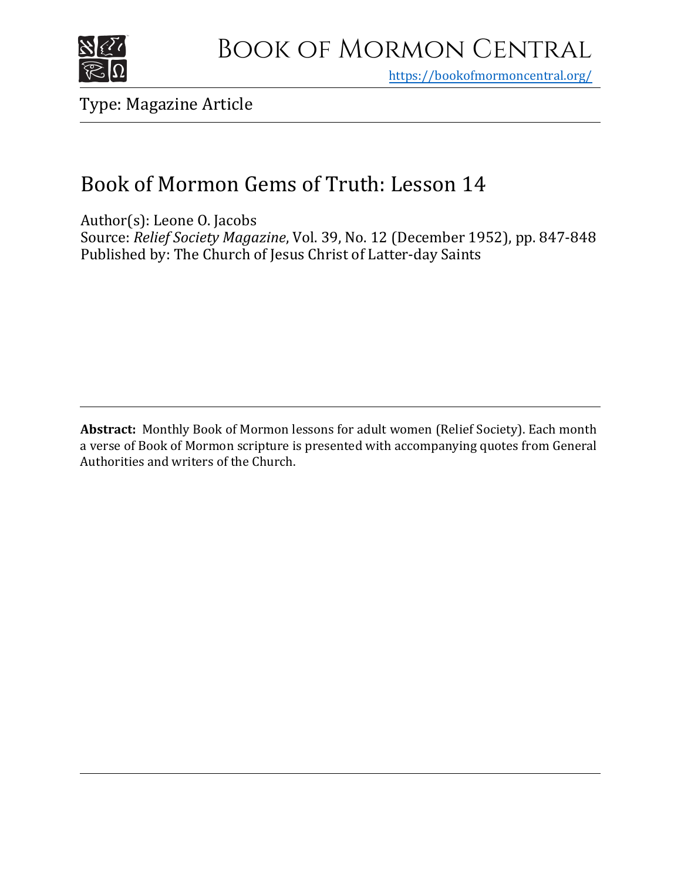# Book of Mormon Central

https://bookofmormoncentral.org/

Type: Magazine Article

## Book of Mormon Gems of Truth: Lesson 14

Author(s): Leone O. Jacobs
Source: *Relief Society Magazine*, Vol. 39, No. 12 (December 1952), pp. 847-848
Published by: The Church of Jesus Christ of Latter-day Saints

**Abstract:** Monthly Book of Mormon lessons for adult women (Relief Society). Each month a verse of Book of Mormon scripture is presented with accompanying quotes from General Authorities and writers of the Church.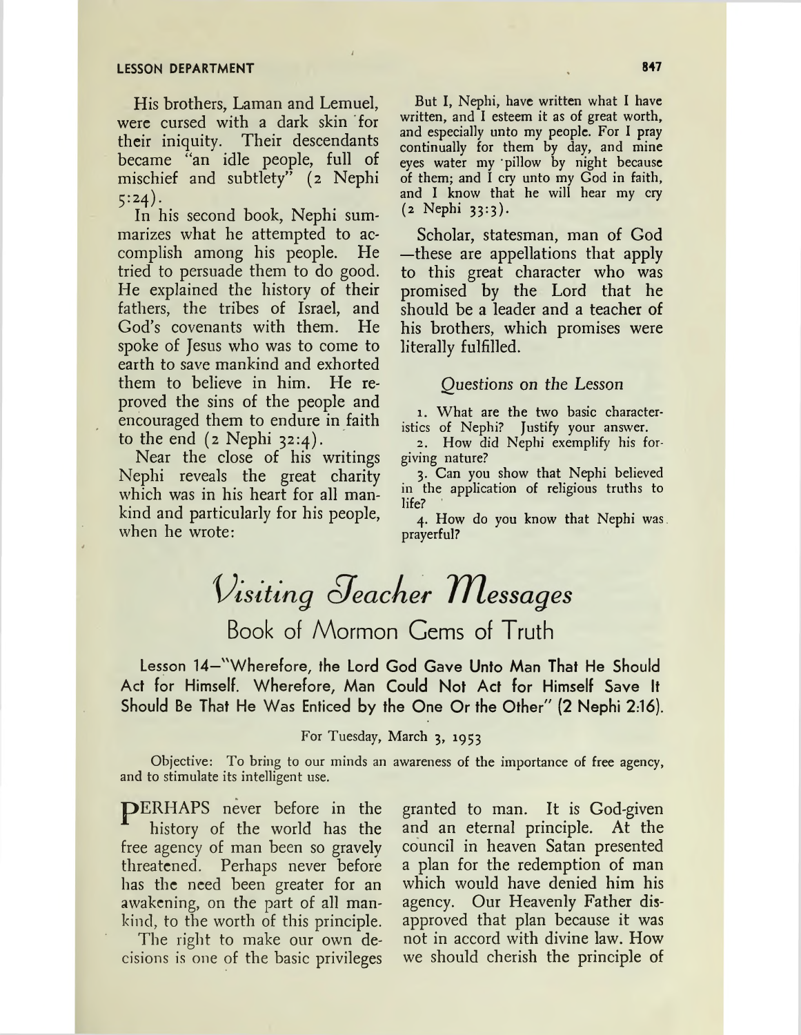His brothers, Laman and Lemuel, were cursed with a dark skin for their iniquity. Their descendants became "an idle people, full of mischief and subtlety" (2 Nephi 5:24).

In his second book, Nephi summarizes what he attempted to accomplish among his people. He tried to persuade them to do good. He explained the history of their fathers, the tribes of Israel, and God's covenants with them. He spoke of Jesus who was to come to earth to save mankind and exhorted them to believe in him. He reproved the sins of the people and encouraged them to endure in faith to the end (2 Nephi 32:4).

Near the close of his writings Nephi reveals the great charity which was in his heart for all mankind and particularly for his people, when he wrote:

> But I, Nephi, have written what I have written, and I esteem it as of great worth, and especially unto my people. For I pray continually for them by day, and mine eyes water my pillow by night because of them; and I cry unto my God in faith, and I know that he will hear my cry (2 Nephi 33:3).

Scholar, statesman, man of God—these are appellations that apply to this great character who was promised by the Lord that he should be a leader and a teacher of his brothers, which promises were literally fulfilled.

### *Questions on the Lesson*

1. What are the two basic characteristics of Nephi? Justify your answer.
2. How did Nephi exemplify his forgiving nature?
3. Can you show that Nephi believed in the application of religious truths to life?
4. How do you know that Nephi was prayerful?

# *Visiting Teacher Messages*

## Book of Mormon Gems of Truth

### Lesson 14—"Wherefore, the Lord God Gave Unto Man That He Should Act for Himself. Wherefore, Man Could Not Act for Himself Save It Should Be That He Was Enticed by the One Or the Other" (2 Nephi 2:16).

For Tuesday, March 3, 1953

Objective: To bring to our minds an awareness of the importance of free agency, and to stimulate its intelligent use.

PERHAPS never before in the history of the world has the free agency of man been so gravely threatened. Perhaps never before has the need been greater for an awakening, on the part of all mankind, to the worth of this principle.

The right to make our own decisions is one of the basic privileges granted to man. It is God-given and an eternal principle. At the council in heaven Satan presented a plan for the redemption of man which would have denied him his agency. Our Heavenly Father disapproved that plan because it was not in accord with divine law. How we should cherish the principle of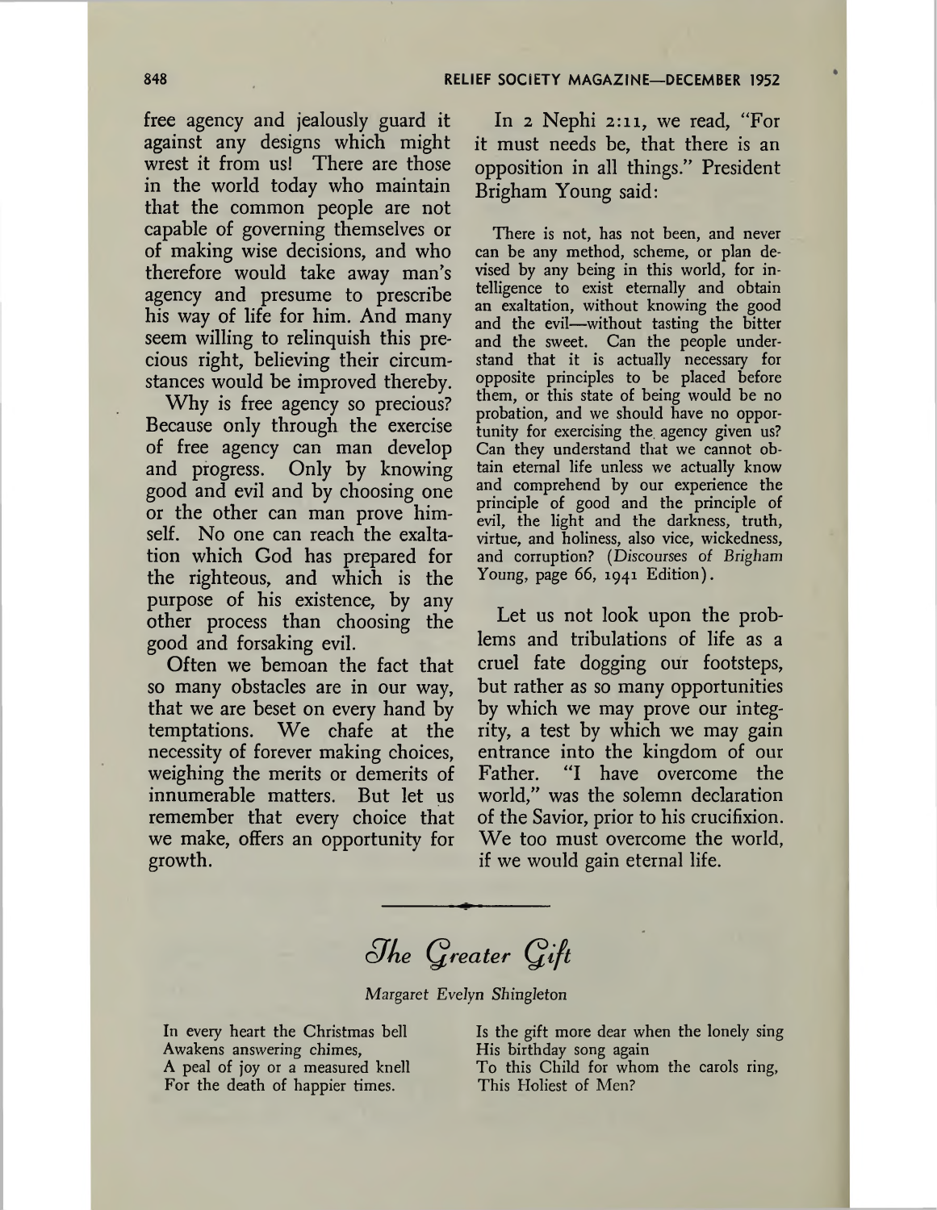free agency and jealously guard it against any designs which might wrest it from us! There are those in the world today who maintain that the common people are not capable of governing themselves or of making wise decisions, and who therefore would take away man's agency and presume to prescribe his way of life for him. And many seem willing to relinquish this precious right, believing their circumstances would be improved thereby.

Why is free agency so precious? Because only through the exercise of free agency can man develop and progress. Only by knowing good and evil and by choosing one or the other can man prove himself. No one can reach the exaltation which God has prepared for the righteous, and which is the purpose of his existence, by any other process than choosing the good and forsaking evil.

Often we bemoan the fact that so many obstacles are in our way, that we are beset on every hand by temptations. We chafe at the necessity of forever making choices, weighing the merits or demerits of innumerable matters. But let us remember that every choice that we make, offers an opportunity for growth.

In 2 Nephi 2:11, we read, "For it must needs be, that there is an opposition in all things." President Brigham Young said:

> There is not, has not been, and never can be any method, scheme, or plan devised by any being in this world, for intelligence to exist eternally and obtain an exaltation, without knowing the good and the evil—without tasting the bitter and the sweet. Can the people understand that it is actually necessary for opposite principles to be placed before them, or this state of being would be no probation, and we should have no opportunity for exercising the agency given us? Can they understand that we cannot obtain eternal life unless we actually know and comprehend by our experience the principle of good and the principle of evil, the light and the darkness, truth, virtue, and holiness, also vice, wickedness, and corruption? (*Discourses of Brigham Young*, page 66, 1941 Edition).

Let us not look upon the problems and tribulations of life as a cruel fate dogging our footsteps, but rather as so many opportunities by which we may prove our integrity, a test by which we may gain entrance into the kingdom of our Father. "I have overcome the world," was the solemn declaration of the Savior, prior to his crucifixion. We too must overcome the world, if we would gain eternal life.

---

## *The Greater Gift*

*Margaret Evelyn Shingleton*

In every heart the Christmas bell
Awakens answering chimes,
A peal of joy or a measured knell
For the death of happier times.

Is the gift more dear when the lonely sing
His birthday song again
To this Child for whom the carols ring,
This Holiest of Men?